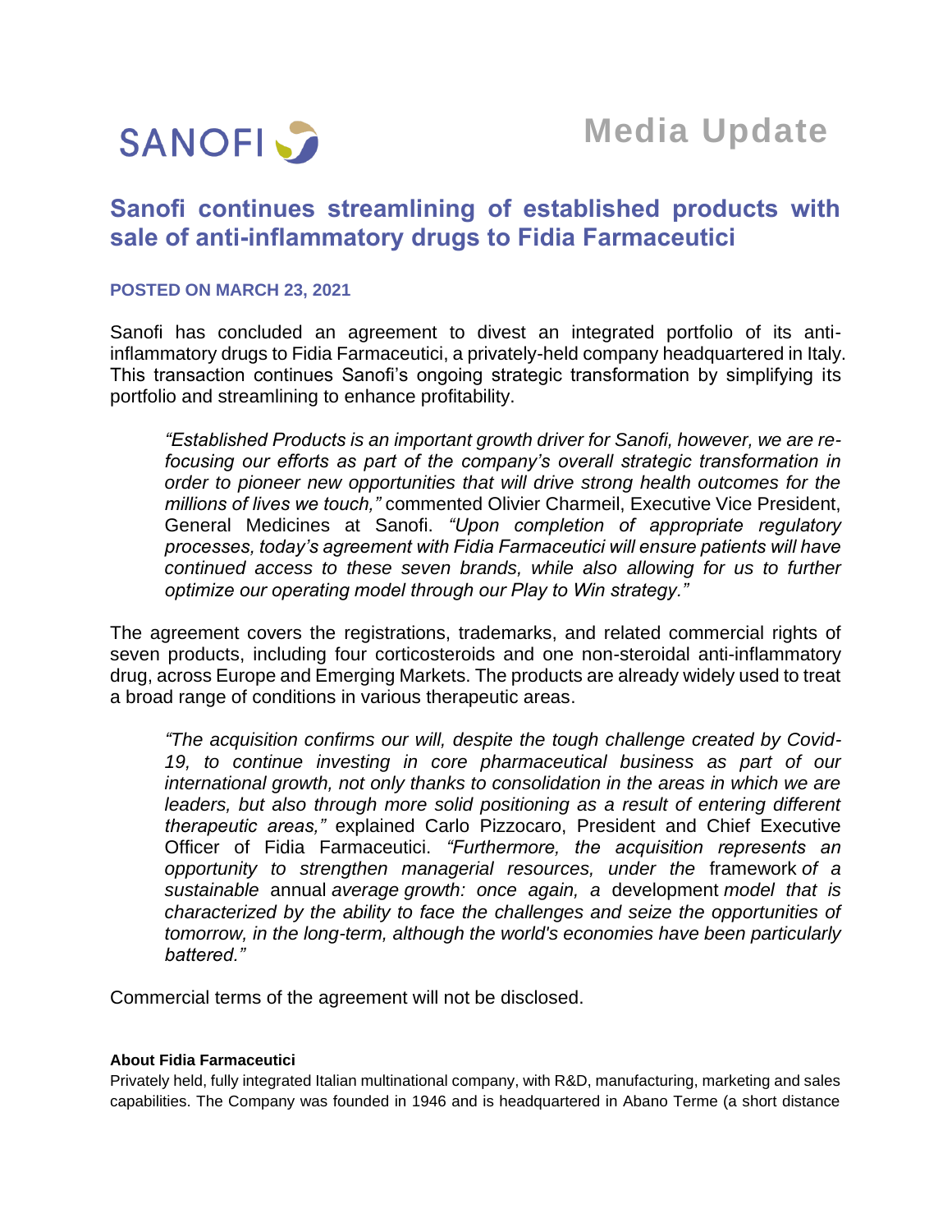SANOFI

**Media Update**

# Sanofi continues streamlining of established products with sale of anti-inflammatory drugs to Fidia Farmaceutici

**POSTED ON MARCH 23, 2021**

Sanofi has concluded an agreement to divest an integrated portfolio of its anti-inflammatory drugs to Fidia Farmaceutici, a privately-held company headquartered in Italy. This transaction continues Sanofi's ongoing strategic transformation by simplifying its portfolio and streamlining to enhance profitability.

> *"Established Products is an important growth driver for Sanofi, however, we are re-focusing our efforts as part of the company's overall strategic transformation in order to pioneer new opportunities that will drive strong health outcomes for the millions of lives we touch,"* commented Olivier Charmeil, Executive Vice President, General Medicines at Sanofi. *"Upon completion of appropriate regulatory processes, today's agreement with Fidia Farmaceutici will ensure patients will have continued access to these seven brands, while also allowing for us to further optimize our operating model through our Play to Win strategy."*

The agreement covers the registrations, trademarks, and related commercial rights of seven products, including four corticosteroids and one non-steroidal anti-inflammatory drug, across Europe and Emerging Markets. The products are already widely used to treat a broad range of conditions in various therapeutic areas.

> *"The acquisition confirms our will, despite the tough challenge created by Covid-19, to continue investing in core pharmaceutical business as part of our international growth, not only thanks to consolidation in the areas in which we are leaders, but also through more solid positioning as a result of entering different therapeutic areas,"* explained Carlo Pizzocaro, President and Chief Executive Officer of Fidia Farmaceutici. *"Furthermore, the acquisition represents an opportunity to strengthen managerial resources, under the* framework *of a sustainable* annual *average growth: once again, a* development *model that is characterized by the ability to face the challenges and seize the opportunities of tomorrow, in the long-term, although the world's economies have been particularly battered."*

Commercial terms of the agreement will not be disclosed.

**About Fidia Farmaceutici**

Privately held, fully integrated Italian multinational company, with R&D, manufacturing, marketing and sales capabilities. The Company was founded in 1946 and is headquartered in Abano Terme (a short distance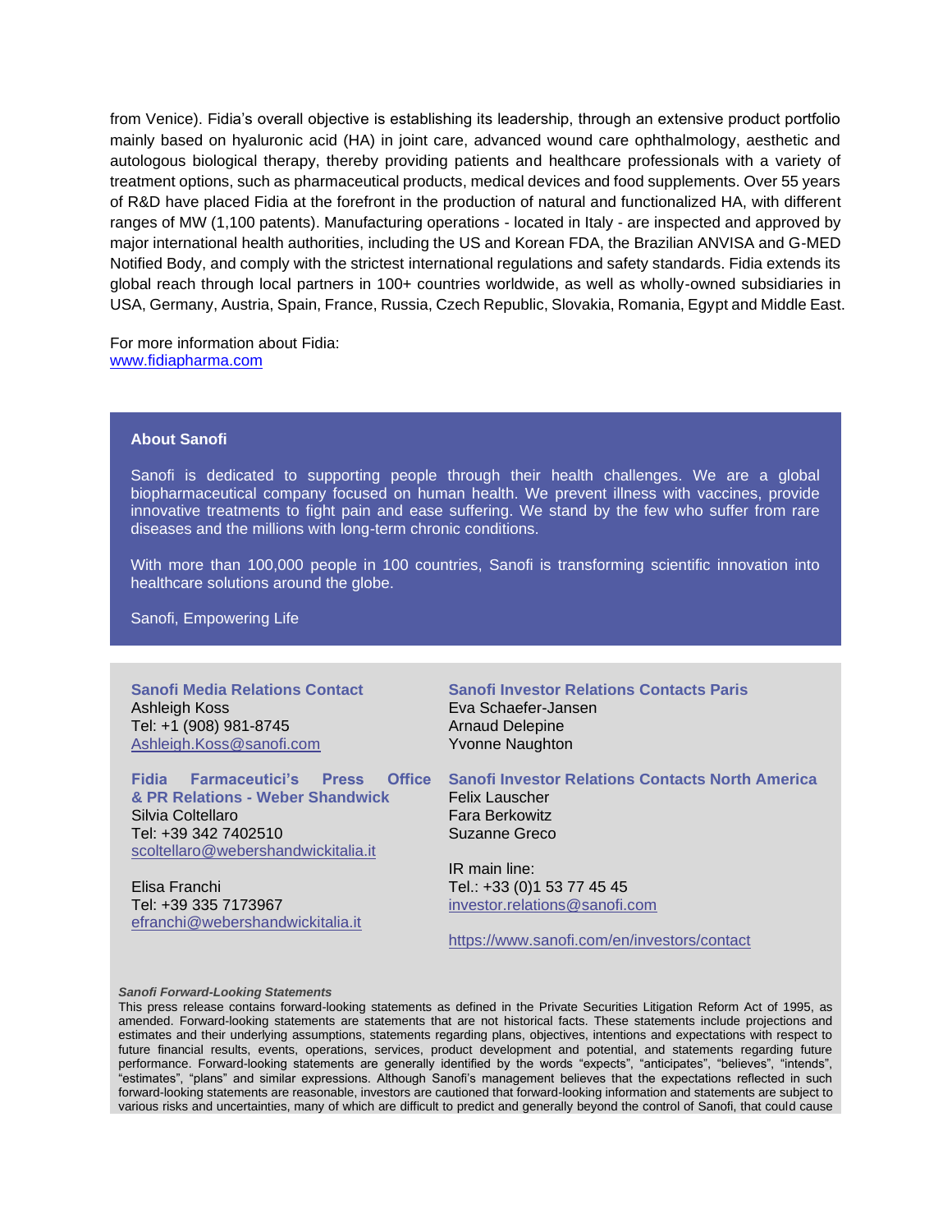from Venice). Fidia's overall objective is establishing its leadership, through an extensive product portfolio mainly based on hyaluronic acid (HA) in joint care, advanced wound care ophthalmology, aesthetic and autologous biological therapy, thereby providing patients and healthcare professionals with a variety of treatment options, such as pharmaceutical products, medical devices and food supplements. Over 55 years of R&D have placed Fidia at the forefront in the production of natural and functionalized HA, with different ranges of MW (1,100 patents). Manufacturing operations - located in Italy - are inspected and approved by major international health authorities, including the US and Korean FDA, the Brazilian ANVISA and G-MED Notified Body, and comply with the strictest international regulations and safety standards. Fidia extends its global reach through local partners in 100+ countries worldwide, as well as wholly-owned subsidiaries in USA, Germany, Austria, Spain, France, Russia, Czech Republic, Slovakia, Romania, Egypt and Middle East.

For more information about Fidia:
www.fidiapharma.com

**About Sanofi**

Sanofi is dedicated to supporting people through their health challenges. We are a global biopharmaceutical company focused on human health. We prevent illness with vaccines, provide innovative treatments to fight pain and ease suffering. We stand by the few who suffer from rare diseases and the millions with long-term chronic conditions.

With more than 100,000 people in 100 countries, Sanofi is transforming scientific innovation into healthcare solutions around the globe.

Sanofi, Empowering Life

**Sanofi Media Relations Contact**
Ashleigh Koss
Tel: +1 (908) 981-8745
Ashleigh.Koss@sanofi.com

**Fidia Farmaceutici's Press Office & PR Relations - Weber Shandwick**
Silvia Coltellaro
Tel: +39 342 7402510
scoltellaro@webershandwickitalia.it

Elisa Franchi
Tel: +39 335 7173967
efranchi@webershandwickitalia.it

**Sanofi Investor Relations Contacts Paris**
Eva Schaefer-Jansen
Arnaud Delepine
Yvonne Naughton

**Sanofi Investor Relations Contacts North America**
Felix Lauscher
Fara Berkowitz
Suzanne Greco

IR main line:
Tel.: +33 (0)1 53 77 45 45
investor.relations@sanofi.com

https://www.sanofi.com/en/investors/contact

***Sanofi Forward-Looking Statements***

This press release contains forward-looking statements as defined in the Private Securities Litigation Reform Act of 1995, as amended. Forward-looking statements are statements that are not historical facts. These statements include projections and estimates and their underlying assumptions, statements regarding plans, objectives, intentions and expectations with respect to future financial results, events, operations, services, product development and potential, and statements regarding future performance. Forward-looking statements are generally identified by the words "expects", "anticipates", "believes", "intends", "estimates", "plans" and similar expressions. Although Sanofi's management believes that the expectations reflected in such forward-looking statements are reasonable, investors are cautioned that forward-looking information and statements are subject to various risks and uncertainties, many of which are difficult to predict and generally beyond the control of Sanofi, that could cause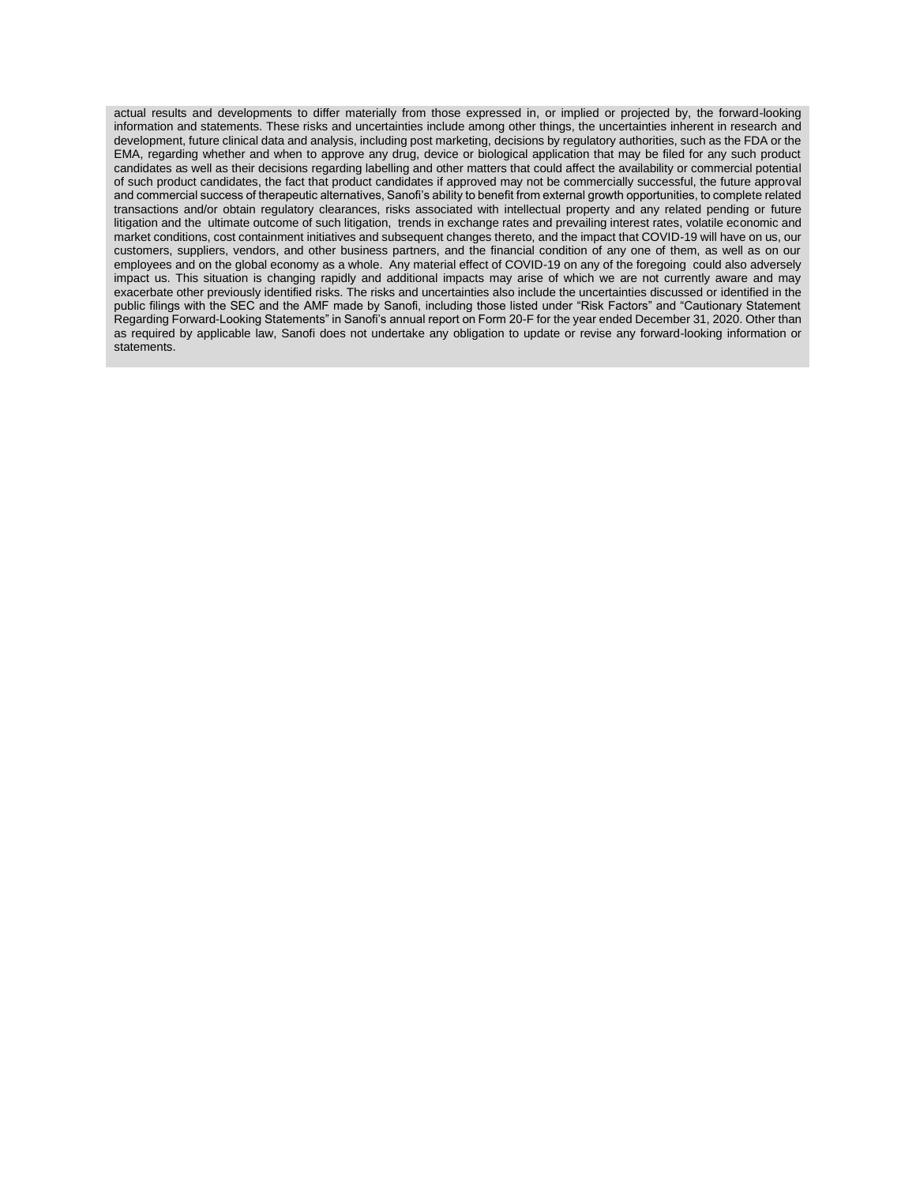actual results and developments to differ materially from those expressed in, or implied or projected by, the forward-looking information and statements. These risks and uncertainties include among other things, the uncertainties inherent in research and development, future clinical data and analysis, including post marketing, decisions by regulatory authorities, such as the FDA or the EMA, regarding whether and when to approve any drug, device or biological application that may be filed for any such product candidates as well as their decisions regarding labelling and other matters that could affect the availability or commercial potential of such product candidates, the fact that product candidates if approved may not be commercially successful, the future approval and commercial success of therapeutic alternatives, Sanofi's ability to benefit from external growth opportunities, to complete related transactions and/or obtain regulatory clearances, risks associated with intellectual property and any related pending or future litigation and the ultimate outcome of such litigation, trends in exchange rates and prevailing interest rates, volatile economic and market conditions, cost containment initiatives and subsequent changes thereto, and the impact that COVID-19 will have on us, our customers, suppliers, vendors, and other business partners, and the financial condition of any one of them, as well as on our employees and on the global economy as a whole. Any material effect of COVID-19 on any of the foregoing could also adversely impact us. This situation is changing rapidly and additional impacts may arise of which we are not currently aware and may exacerbate other previously identified risks. The risks and uncertainties also include the uncertainties discussed or identified in the public filings with the SEC and the AMF made by Sanofi, including those listed under "Risk Factors" and "Cautionary Statement Regarding Forward-Looking Statements" in Sanofi's annual report on Form 20-F for the year ended December 31, 2020. Other than as required by applicable law, Sanofi does not undertake any obligation to update or revise any forward-looking information or statements.